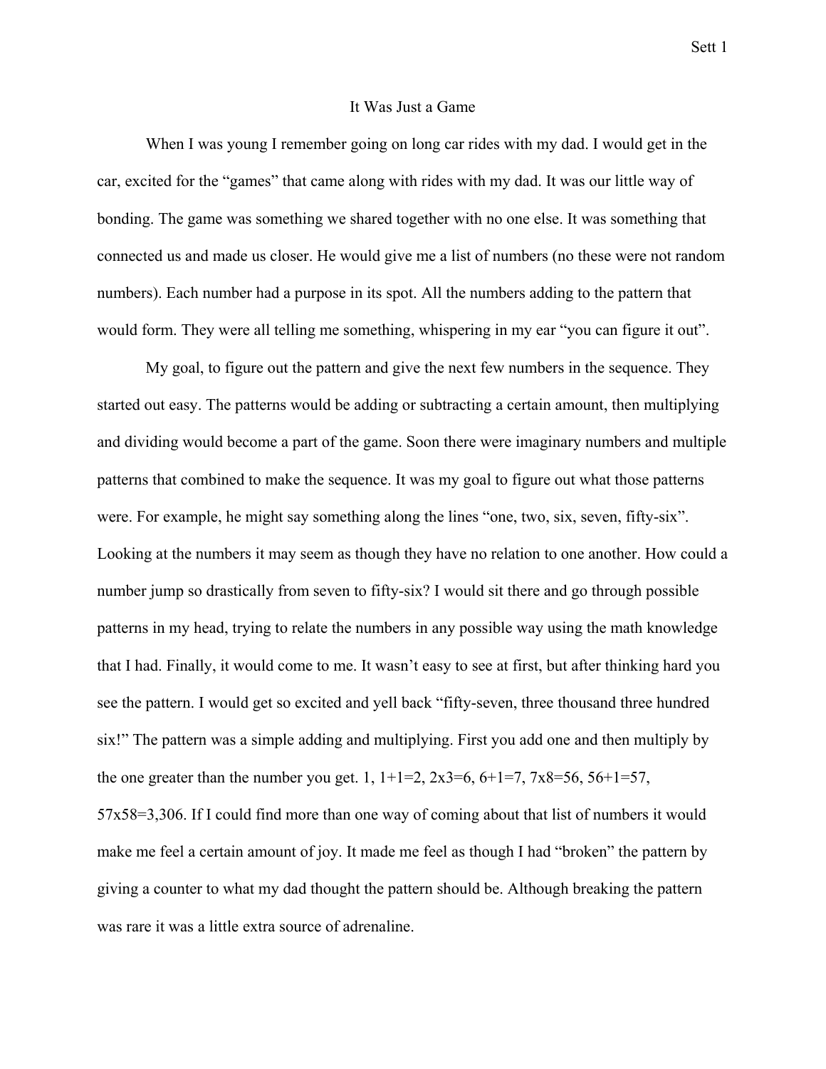# It Was Just a Game

When I was young I remember going on long car rides with my dad. I would get in the car, excited for the "games" that came along with rides with my dad. It was our little way of bonding. The game was something we shared together with no one else. It was something that connected us and made us closer. He would give me a list of numbers (no these were not random numbers). Each number had a purpose in its spot. All the numbers adding to the pattern that would form. They were all telling me something, whispering in my ear "you can figure it out".

My goal, to figure out the pattern and give the next few numbers in the sequence. They started out easy. The patterns would be adding or subtracting a certain amount, then multiplying and dividing would become a part of the game. Soon there were imaginary numbers and multiple patterns that combined to make the sequence. It was my goal to figure out what those patterns were. For example, he might say something along the lines "one, two, six, seven, fifty-six". Looking at the numbers it may seem as though they have no relation to one another. How could a number jump so drastically from seven to fifty-six? I would sit there and go through possible patterns in my head, trying to relate the numbers in any possible way using the math knowledge that I had. Finally, it would come to me. It wasn't easy to see at first, but after thinking hard you see the pattern. I would get so excited and yell back "fifty-seven, three thousand three hundred six!" The pattern was a simple adding and multiplying. First you add one and then multiply by the one greater than the number you get. 1, 1+1=2, 2x3=6, 6+1=7, 7x8=56, 56+1=57, 57x58=3,306. If I could find more than one way of coming about that list of numbers it would make me feel a certain amount of joy. It made me feel as though I had "broken" the pattern by giving a counter to what my dad thought the pattern should be. Although breaking the pattern was rare it was a little extra source of adrenaline.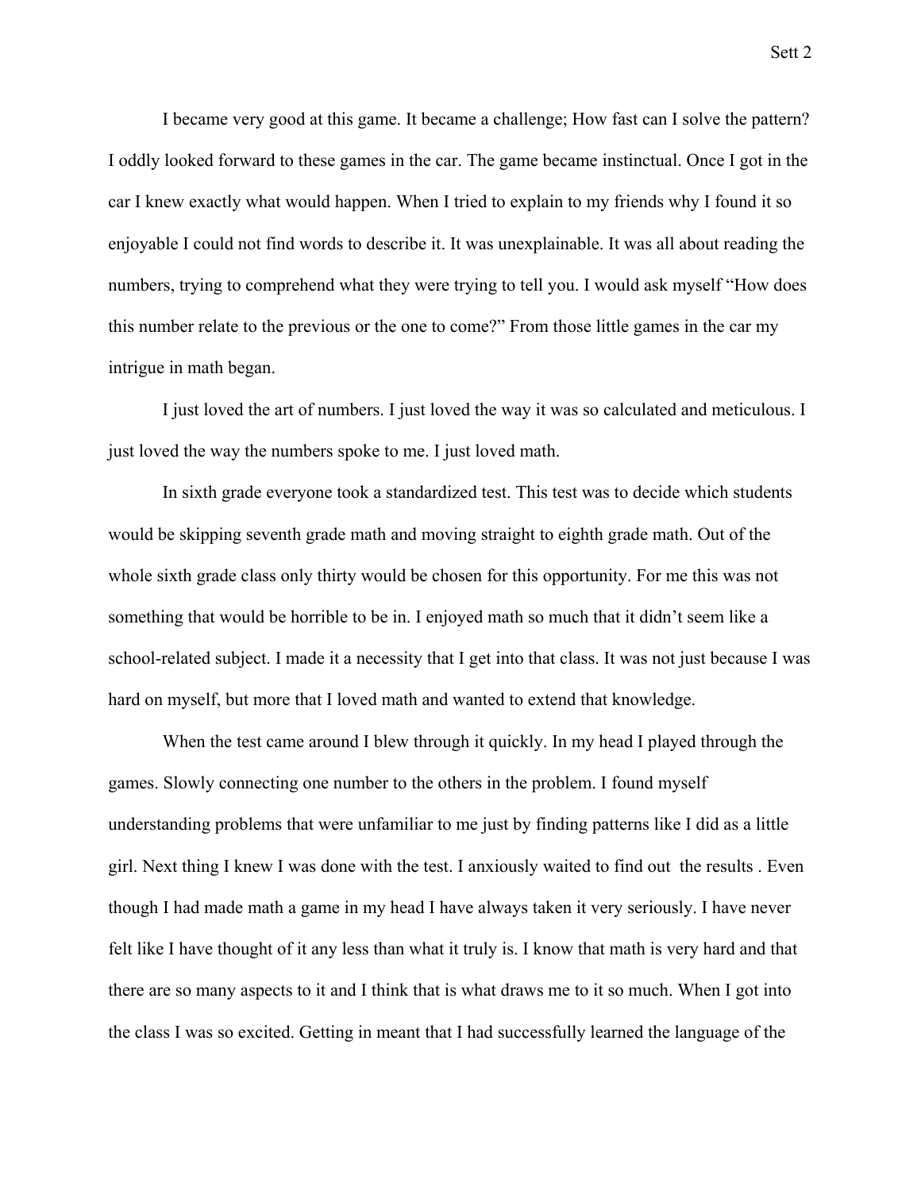I became very good at this game. It became a challenge; How fast can I solve the pattern? I oddly looked forward to these games in the car. The game became instinctual. Once I got in the car I knew exactly what would happen. When I tried to explain to my friends why I found it so enjoyable I could not find words to describe it. It was unexplainable. It was all about reading the numbers, trying to comprehend what they were trying to tell you. I would ask myself "How does this number relate to the previous or the one to come?" From those little games in the car my intrigue in math began.

I just loved the art of numbers. I just loved the way it was so calculated and meticulous. I just loved the way the numbers spoke to me. I just loved math.

In sixth grade everyone took a standardized test. This test was to decide which students would be skipping seventh grade math and moving straight to eighth grade math. Out of the whole sixth grade class only thirty would be chosen for this opportunity. For me this was not something that would be horrible to be in. I enjoyed math so much that it didn't seem like a school-related subject. I made it a necessity that I get into that class. It was not just because I was hard on myself, but more that I loved math and wanted to extend that knowledge.

When the test came around I blew through it quickly. In my head I played through the games. Slowly connecting one number to the others in the problem. I found myself understanding problems that were unfamiliar to me just by finding patterns like I did as a little girl. Next thing I knew I was done with the test. I anxiously waited to find out the results . Even though I had made math a game in my head I have always taken it very seriously. I have never felt like I have thought of it any less than what it truly is. I know that math is very hard and that there are so many aspects to it and I think that is what draws me to it so much. When I got into the class I was so excited. Getting in meant that I had successfully learned the language of the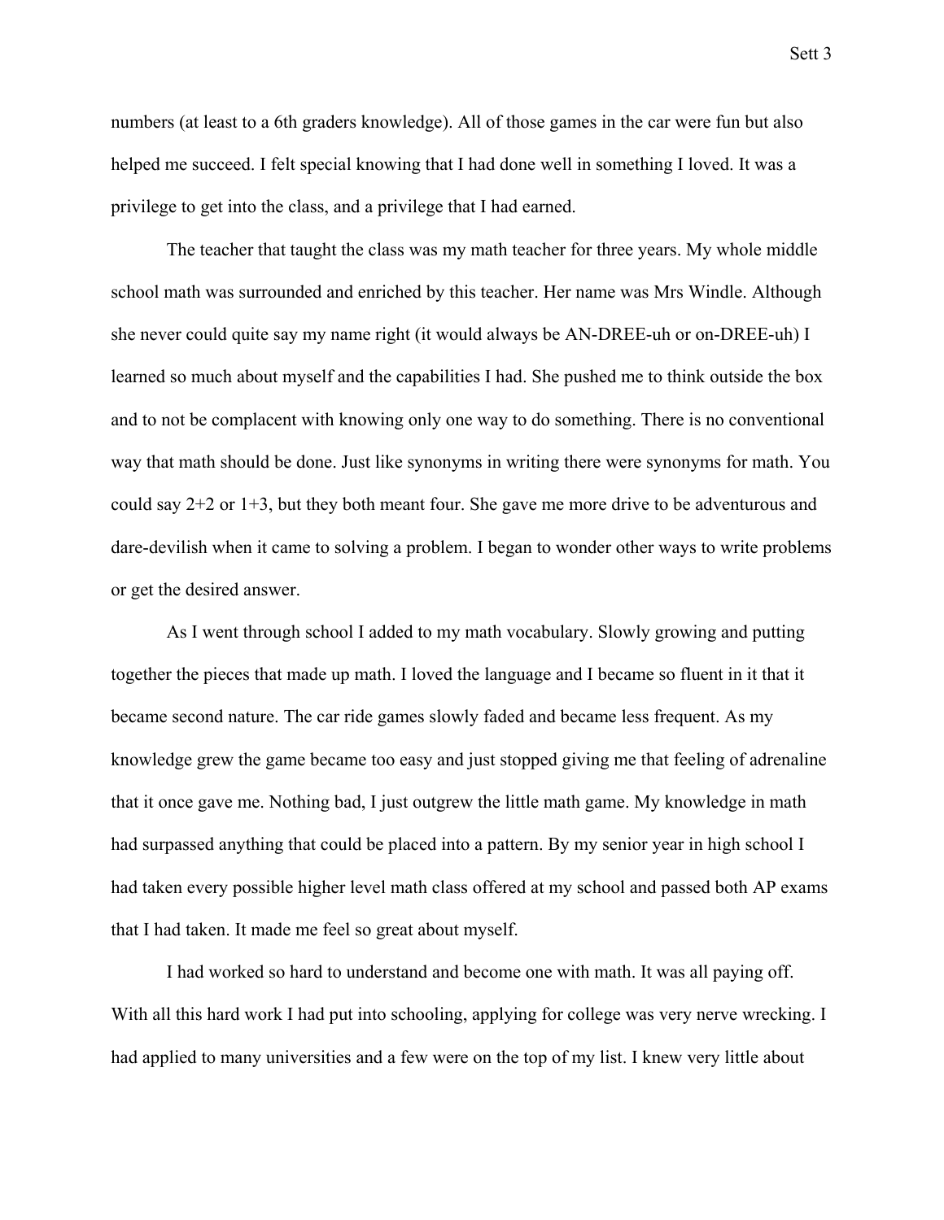numbers (at least to a 6th graders knowledge). All of those games in the car were fun but also helped me succeed. I felt special knowing that I had done well in something I loved. It was a privilege to get into the class, and a privilege that I had earned.

The teacher that taught the class was my math teacher for three years. My whole middle school math was surrounded and enriched by this teacher. Her name was Mrs Windle. Although she never could quite say my name right (it would always be AN-DREE-uh or on-DREE-uh) I learned so much about myself and the capabilities I had. She pushed me to think outside the box and to not be complacent with knowing only one way to do something. There is no conventional way that math should be done. Just like synonyms in writing there were synonyms for math. You could say 2+2 or 1+3, but they both meant four. She gave me more drive to be adventurous and dare-devilish when it came to solving a problem. I began to wonder other ways to write problems or get the desired answer.

As I went through school I added to my math vocabulary. Slowly growing and putting together the pieces that made up math. I loved the language and I became so fluent in it that it became second nature. The car ride games slowly faded and became less frequent. As my knowledge grew the game became too easy and just stopped giving me that feeling of adrenaline that it once gave me. Nothing bad, I just outgrew the little math game. My knowledge in math had surpassed anything that could be placed into a pattern. By my senior year in high school I had taken every possible higher level math class offered at my school and passed both AP exams that I had taken. It made me feel so great about myself.

I had worked so hard to understand and become one with math. It was all paying off. With all this hard work I had put into schooling, applying for college was very nerve wrecking. I had applied to many universities and a few were on the top of my list. I knew very little about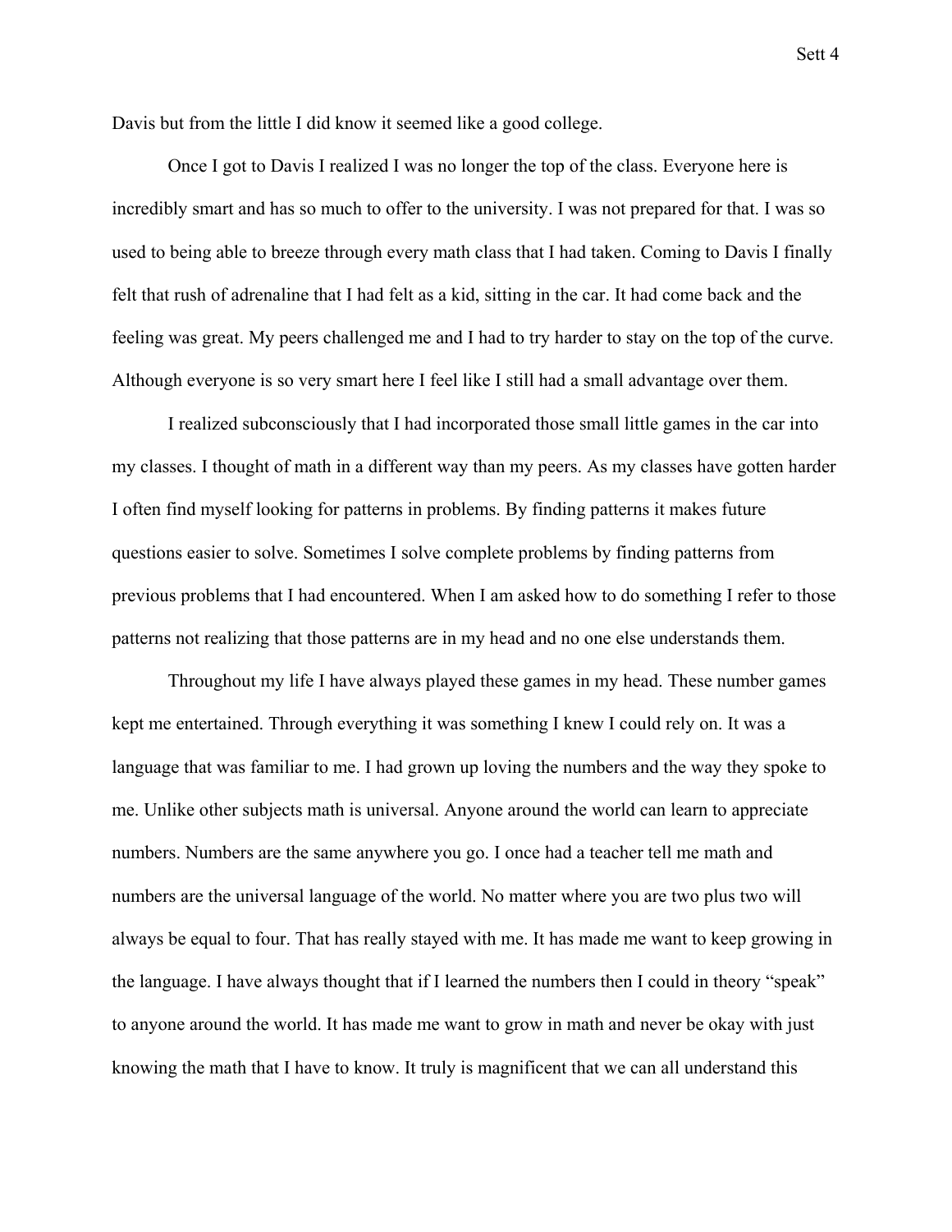Davis but from the little I did know it seemed like a good college.

Once I got to Davis I realized I was no longer the top of the class. Everyone here is incredibly smart and has so much to offer to the university. I was not prepared for that. I was so used to being able to breeze through every math class that I had taken. Coming to Davis I finally felt that rush of adrenaline that I had felt as a kid, sitting in the car. It had come back and the feeling was great. My peers challenged me and I had to try harder to stay on the top of the curve. Although everyone is so very smart here I feel like I still had a small advantage over them.

I realized subconsciously that I had incorporated those small little games in the car into my classes. I thought of math in a different way than my peers. As my classes have gotten harder I often find myself looking for patterns in problems. By finding patterns it makes future questions easier to solve. Sometimes I solve complete problems by finding patterns from previous problems that I had encountered. When I am asked how to do something I refer to those patterns not realizing that those patterns are in my head and no one else understands them.

Throughout my life I have always played these games in my head. These number games kept me entertained. Through everything it was something I knew I could rely on. It was a language that was familiar to me. I had grown up loving the numbers and the way they spoke to me. Unlike other subjects math is universal. Anyone around the world can learn to appreciate numbers. Numbers are the same anywhere you go. I once had a teacher tell me math and numbers are the universal language of the world. No matter where you are two plus two will always be equal to four. That has really stayed with me. It has made me want to keep growing in the language. I have always thought that if I learned the numbers then I could in theory "speak" to anyone around the world. It has made me want to grow in math and never be okay with just knowing the math that I have to know. It truly is magnificent that we can all understand this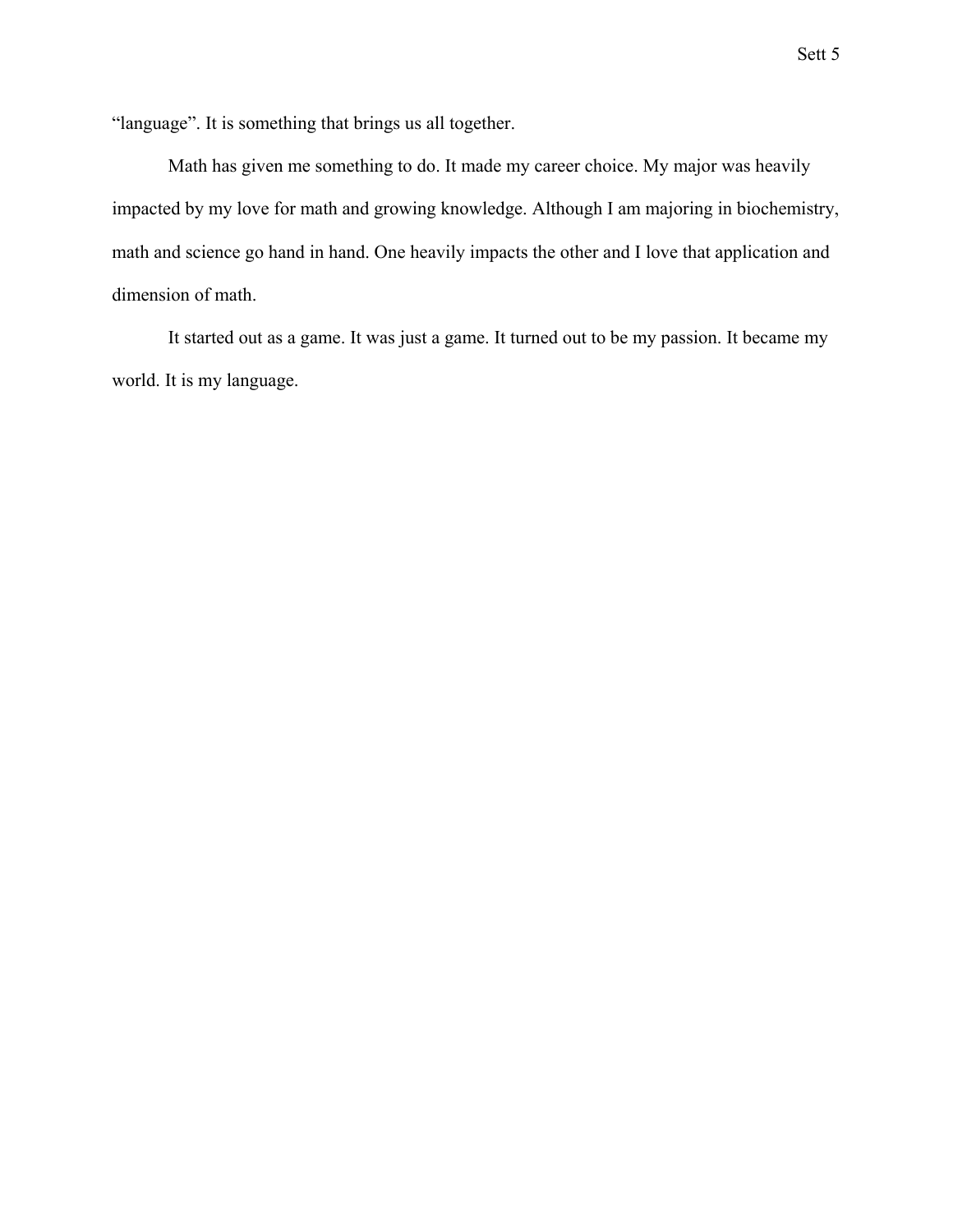"language". It is something that brings us all together.

Math has given me something to do. It made my career choice. My major was heavily impacted by my love for math and growing knowledge. Although I am majoring in biochemistry, math and science go hand in hand. One heavily impacts the other and I love that application and dimension of math.

It started out as a game. It was just a game. It turned out to be my passion. It became my world. It is my language.